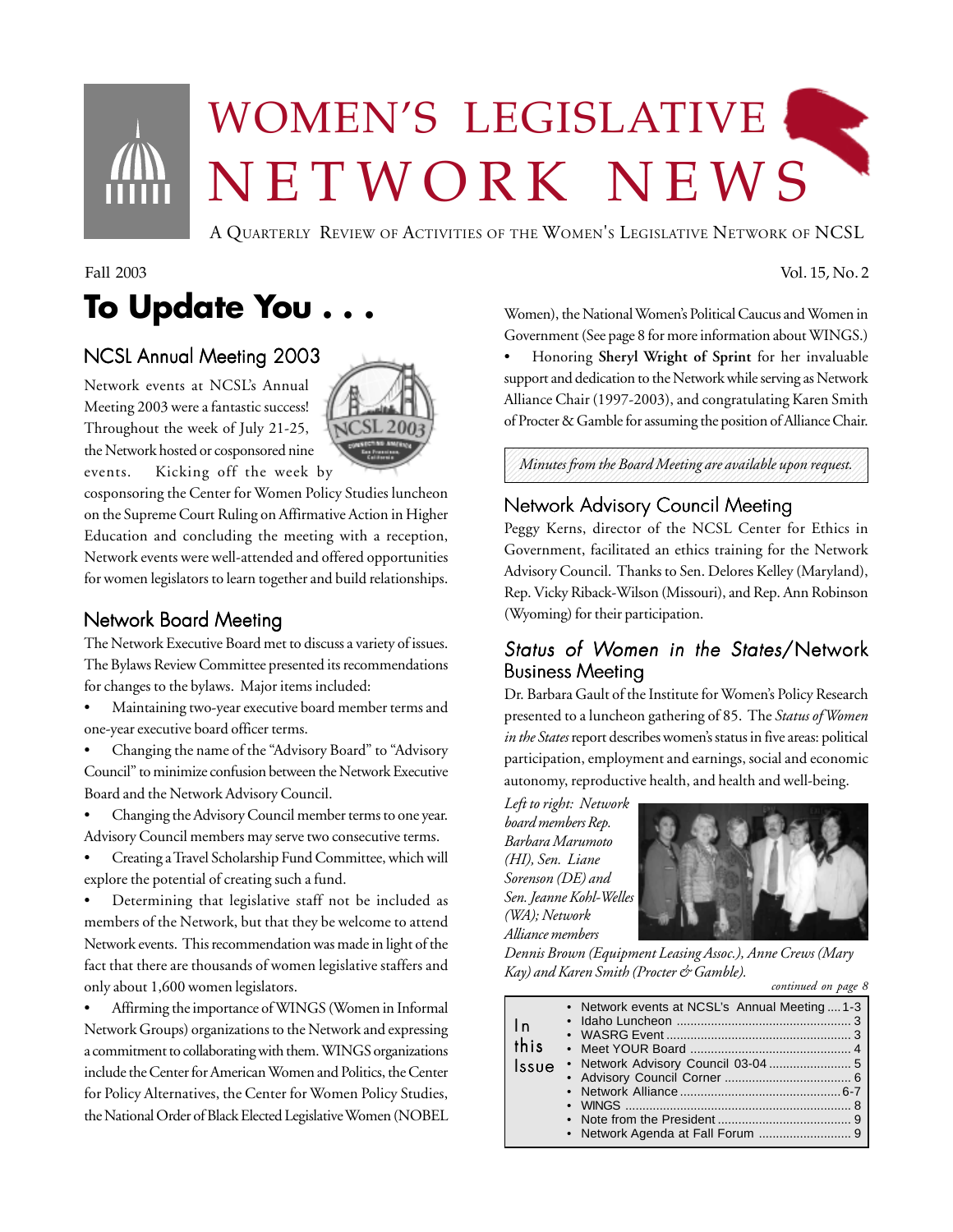# WOMEN'S LEGISLATIVE NETWORK NEWS

A QUARTERLY REVIEW OF ACTIVITIES OF THE WOMEN'S LEGISLATIVE NETWORK OF NCSL

Fall 2003

Vol. 15, No. 2

# To Update You . . .

## NCSL Annual Meeting 2003

Network events at NCSL's Annual Meeting 2003 were a fantastic success! Throughout the week of July 21-25, the Network hosted or cosponsored nine events. Kicking off the week by cosponsoring the Center for Women Policy Studies luncheon on the Supreme Court Ruling on Affirmative Action in Higher Education and concluding the meeting with a reception, Network events were well-attended and offered opportunities for women legislators to learn together and build relationships.

## Network Board Meeting

The Network Executive Board met to discuss a variety of issues. The Bylaws Review Committee presented its recommendations for changes to the bylaws. Major items included:

- Maintaining two-year executive board member terms and one-year executive board officer terms.
- Changing the name of the "Advisory Board" to "Advisory Council" to minimize confusion between the Network Executive Board and the Network Advisory Council.
- Changing the Advisory Council member terms to one year. Advisory Council members may serve two consecutive terms.
- Creating a Travel Scholarship Fund Committee, which will explore the potential of creating such a fund.
- Determining that legislative staff not be included as members of the Network, but that they be welcome to attend Network events. This recommendation was made in light of the fact that there are thousands of women legislative staffers and only about 1,600 women legislators.
- Affirming the importance of WINGS (Women in Informal Network Groups) organizations to the Network and expressing a commitment to collaborating with them. WINGS organizations include the Center for American Women and Politics, the Center for Policy Alternatives, the Center for Women Policy Studies, the National Order of Black Elected Legislative Women (NOBEL Women), the National Women's Political Caucus and Women in Government (See page 8 for more information about WINGS.)
- Honoring **Sheryl Wright of Sprint** for her invaluable support and dedication to the Network while serving as Network Alliance Chair (1997-2003), and congratulating Karen Smith of Procter & Gamble for assuming the position of Alliance Chair.

*Minutes from the Board Meeting are available upon request.*

## Network Advisory Council Meeting

Peggy Kerns, director of the NCSL Center for Ethics in Government, facilitated an ethics training for the Network Advisory Council. Thanks to Sen. Delores Kelley (Maryland), Rep. Vicky Riback-Wilson (Missouri), and Rep. Ann Robinson (Wyoming) for their participation.

## *Status of Women in the States*/Network Business Meeting

Dr. Barbara Gault of the Institute for Women's Policy Research presented to a luncheon gathering of 85. The *Status of Women in the States* report describes women's status in five areas: political participation, employment and earnings, social and economic autonomy, reproductive health, and health and well-being.

*Left to right: Network board members Rep. Barbara Marumoto (HI), Sen. Liane Sorenson (DE) and Sen. Jeanne Kohl-Welles (WA); Network Alliance members Dennis Brown (Equipment Leasing Assoc.), Anne Crews (Mary Kay) and Karen Smith (Procter & Gamble).*

*continued on page 8*

**In this Issue**

- Network events at NCSL's Annual Meeting .... 1-3
- Idaho Luncheon .... 3
- WASRG Event .... 3
- Meet YOUR Board .... 4
- Network Advisory Council 03-04 .... 5
- Advisory Council Corner .... 6
- Network Alliance .... 6-7
- WINGS .... 8
- Note from the President .... 9
- Network Agenda at Fall Forum .... 9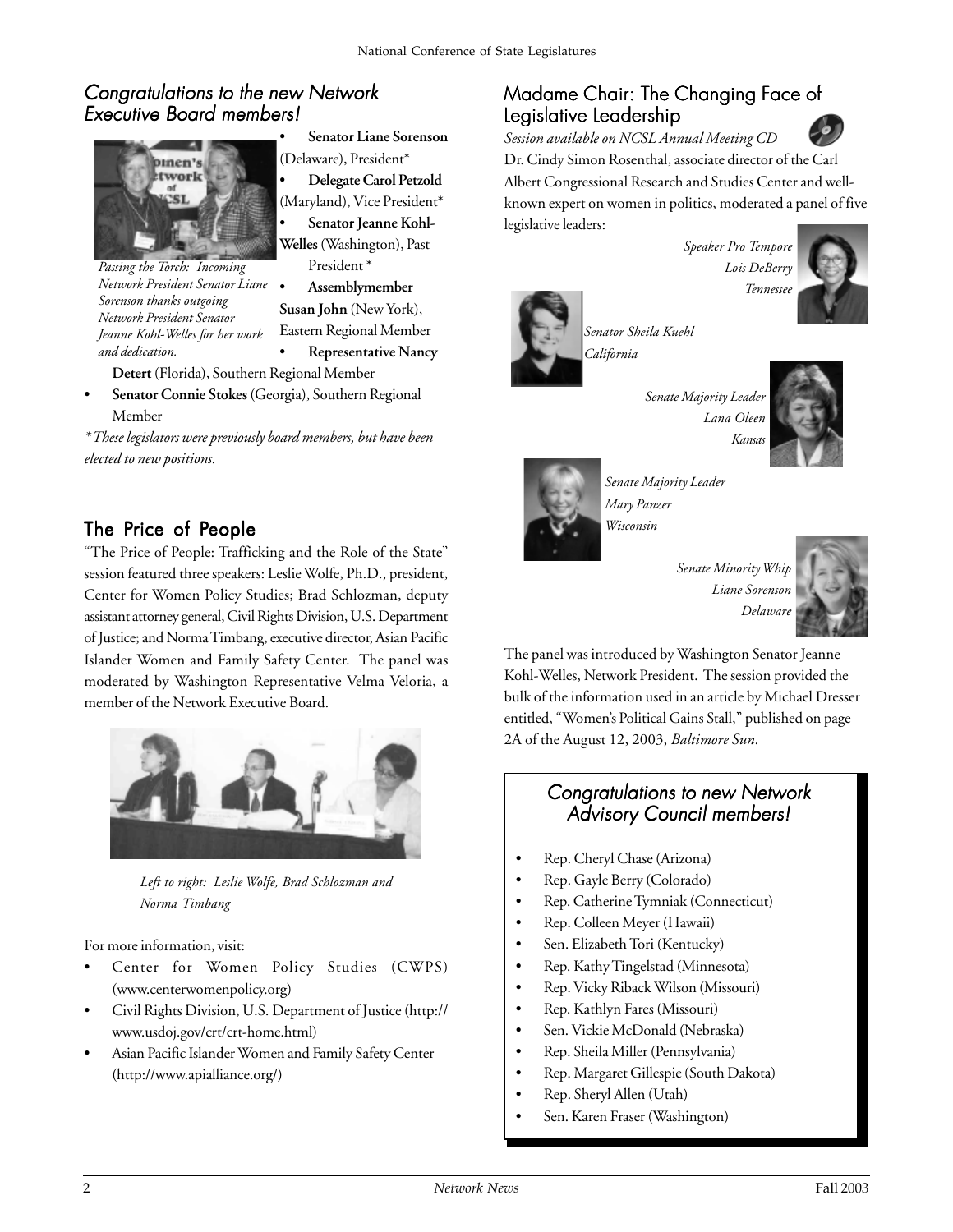## *Congratulations to the new Network Executive Board members!*

*Passing the Torch: Incoming Network President Senator Liane Sorenson thanks outgoing Network President Senator Jeanne Kohl-Welles for her work and dedication.*

- **Senator Liane Sorenson** (Delaware), President*
- **Delegate Carol Petzold** (Maryland), Vice President*
- **Senator Jeanne Kohl-Welles** (Washington), Past President *
- **Assemblymember Susan John** (New York), Eastern Regional Member
- **Representative Nancy Detert** (Florida), Southern Regional Member
- **Senator Connie Stokes** (Georgia), Southern Regional Member

*\* These legislators were previously board members, but have been elected to new positions.*

## The Price of People

"The Price of People: Trafficking and the Role of the State" session featured three speakers: Leslie Wolfe, Ph.D., president, Center for Women Policy Studies; Brad Schlozman, deputy assistant attorney general, Civil Rights Division, U.S. Department of Justice; and Norma Timbang, executive director, Asian Pacific Islander Women and Family Safety Center. The panel was moderated by Washington Representative Velma Veloria, a member of the Network Executive Board.

*Left to right: Leslie Wolfe, Brad Schlozman and Norma Timbang*

For more information, visit:

- Center for Women Policy Studies (CWPS) (www.centerwomenpolicy.org)
- Civil Rights Division, U.S. Department of Justice (http://www.usdoj.gov/crt/crt-home.html)
- Asian Pacific Islander Women and Family Safety Center (http://www.apialliance.org/)

## Madame Chair: The Changing Face of Legislative Leadership

*Session available on NCSL Annual Meeting CD*

Dr. Cindy Simon Rosenthal, associate director of the Carl Albert Congressional Research and Studies Center and well-known expert on women in politics, moderated a panel of five legislative leaders:

*Speaker Pro Tempore Lois DeBerry Tennessee*

*Senator Sheila Kuehl California*

*Senate Majority Leader Lana Oleen Kansas*

*Senate Majority Leader Mary Panzer Wisconsin*

*Senate Minority Whip Liane Sorenson Delaware*

The panel was introduced by Washington Senator Jeanne Kohl-Welles, Network President. The session provided the bulk of the information used in an article by Michael Dresser entitled, "Women's Political Gains Stall," published on page 2A of the August 12, 2003, *Baltimore Sun*.

## *Congratulations to new Network Advisory Council members!*

- Rep. Cheryl Chase (Arizona)
- Rep. Gayle Berry (Colorado)
- Rep. Catherine Tymniak (Connecticut)
- Rep. Colleen Meyer (Hawaii)
- Sen. Elizabeth Tori (Kentucky)
- Rep. Kathy Tingelstad (Minnesota)
- Rep. Vicky Riback Wilson (Missouri)
- Rep. Kathlyn Fares (Missouri)
- Sen. Vickie McDonald (Nebraska)
- Rep. Sheila Miller (Pennsylvania)
- Rep. Margaret Gillespie (South Dakota)
- Rep. Sheryl Allen (Utah)
- Sen. Karen Fraser (Washington)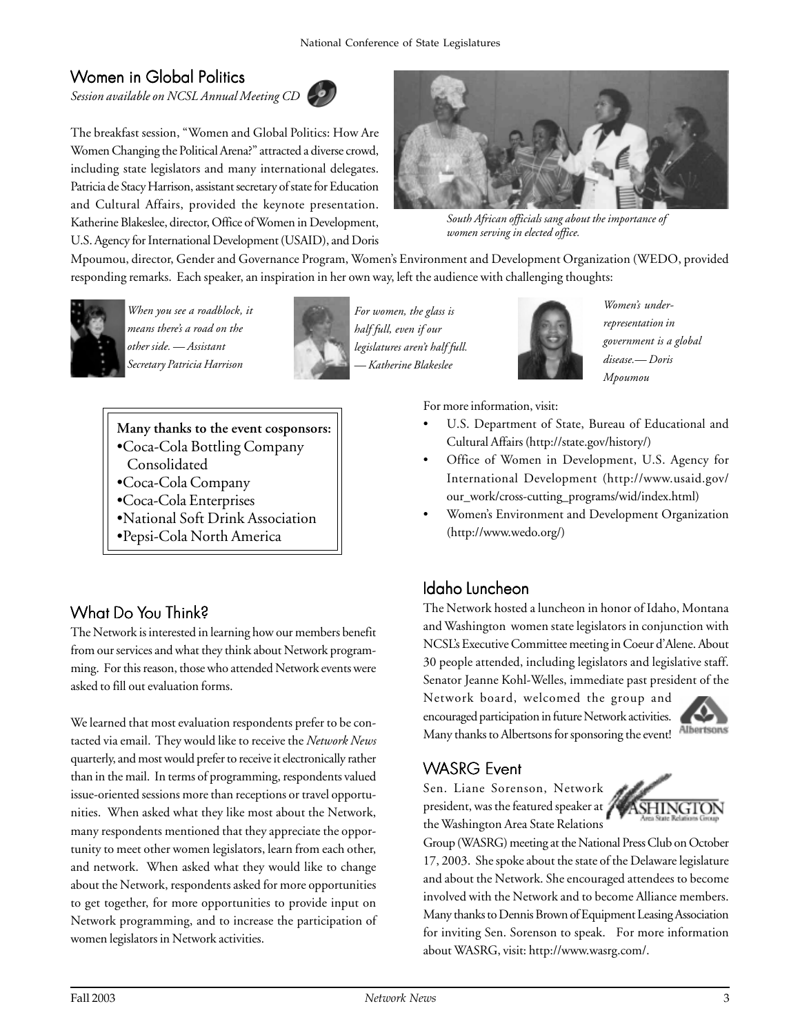## Women in Global Politics

*Session available on NCSL Annual Meeting CD*

The breakfast session, "Women and Global Politics: How Are Women Changing the Political Arena?" attracted a diverse crowd, including state legislators and many international delegates. Patricia de Stacy Harrison, assistant secretary of state for Education and Cultural Affairs, provided the keynote presentation. Katherine Blakeslee, director, Office of Women in Development, U.S. Agency for International Development (USAID), and Doris Mpoumou, director, Gender and Governance Program, Women's Environment and Development Organization (WEDO, provided responding remarks. Each speaker, an inspiration in her own way, left the audience with challenging thoughts:

*South African officials sang about the importance of women serving in elected office.*

*When you see a roadblock, it means there's a road on the other side. — Assistant Secretary Patricia Harrison*

*For women, the glass is half full, even if our legislatures aren't half full. — Katherine Blakeslee*

*Women's under-representation in government is a global disease.— Doris Mpoumou*

**Many thanks to the event cosponsors:**

- Coca-Cola Bottling Company Consolidated
- Coca-Cola Company
- Coca-Cola Enterprises
- National Soft Drink Association
- Pepsi-Cola North America

For more information, visit:

- U.S. Department of State, Bureau of Educational and Cultural Affairs (http://state.gov/history/)
- Office of Women in Development, U.S. Agency for International Development (http://www.usaid.gov/our_work/cross-cutting_programs/wid/index.html)
- Women's Environment and Development Organization (http://www.wedo.org/)

## What Do You Think?

The Network is interested in learning how our members benefit from our services and what they think about Network programming. For this reason, those who attended Network events were asked to fill out evaluation forms.

We learned that most evaluation respondents prefer to be contacted via email. They would like to receive the *Network News* quarterly, and most would prefer to receive it electronically rather than in the mail. In terms of programming, respondents valued issue-oriented sessions more than receptions or travel opportunities. When asked what they like most about the Network, many respondents mentioned that they appreciate the opportunity to meet other women legislators, learn from each other, and network. When asked what they would like to change about the Network, respondents asked for more opportunities to get together, for more opportunities to provide input on Network programming, and to increase the participation of women legislators in Network activities.

## Idaho Luncheon

The Network hosted a luncheon in honor of Idaho, Montana and Washington women state legislators in conjunction with NCSL's Executive Committee meeting in Coeur d'Alene. About 30 people attended, including legislators and legislative staff. Senator Jeanne Kohl-Welles, immediate past president of the Network board, welcomed the group and encouraged participation in future Network activities. Many thanks to Albertsons for sponsoring the event!

## WASRG Event

Sen. Liane Sorenson, Network president, was the featured speaker at the Washington Area State Relations Group (WASRG) meeting at the National Press Club on October 17, 2003. She spoke about the state of the Delaware legislature and about the Network. She encouraged attendees to become involved with the Network and to become Alliance members. Many thanks to Dennis Brown of Equipment Leasing Association for inviting Sen. Sorenson to speak. For more information about WASRG, visit: http://www.wasrg.com/.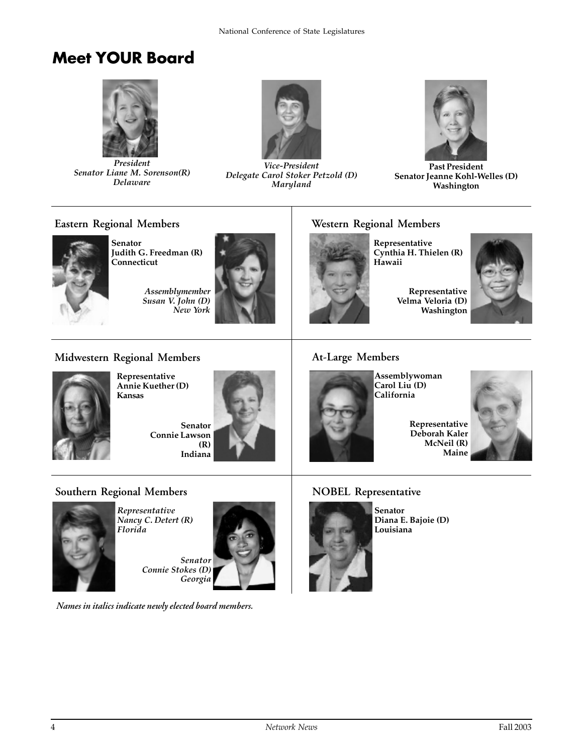# Meet YOUR Board

*President*
*Senator Liane M. Sorenson(R)*
*Delaware*

*Vice-President*
*Delegate Carol Stoker Petzold (D)*
*Maryland*

**Past President**
**Senator Jeanne Kohl-Welles (D)**
**Washington**

## Eastern Regional Members

**Senator**
**Judith G. Freedman (R)**
**Connecticut**

*Assemblymember*
*Susan V. John (D)*
*New York*

## Western Regional Members

**Representative**
**Cynthia H. Thielen (R)**
**Hawaii**

**Representative**
**Velma Veloria (D)**
**Washington**

## Midwestern Regional Members

**Representative**
**Annie Kuether (D)**
**Kansas**

**Senator**
**Connie Lawson**
**(R)**
**Indiana**

## At-Large Members

**Assemblywoman**
**Carol Liu (D)**
**California**

**Representative**
**Deborah Kaler**
**McNeil (R)**
**Maine**

## Southern Regional Members

*Representative*
*Nancy C. Detert (R)*
*Florida*

*Senator*
*Connie Stokes (D)*
*Georgia*

## NOBEL Representative

**Senator**
**Diana E. Bajoie (D)**
**Louisiana**

*Names in italics indicate newly elected board members.*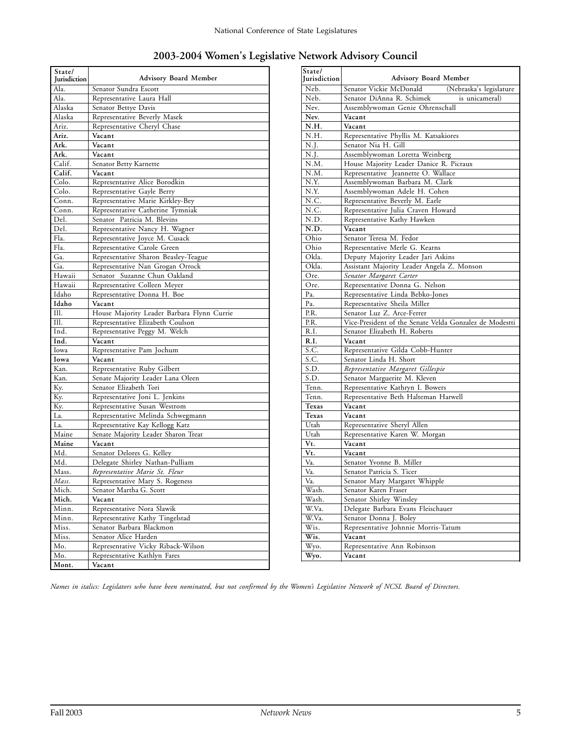# 2003-2004 Women's Legislative Network Advisory Council

| State/ Jurisdiction | Advisory Board Member |
|---|---|
| Ala. | Senator Sundra Escott |
| Ala. | Representative Laura Hall |
| Alaska | Senator Bettye Davis |
| Alaska | Representative Beverly Masek |
| Ariz. | Representative Cheryl Chase |
| **Ariz.** | **Vacant** |
| **Ark.** | **Vacant** |
| **Ark.** | **Vacant** |
| Calif. | Senator Betty Karnette |
| **Calif.** | **Vacant** |
| Colo. | Representative Alice Borodkin |
| Colo. | Representative Gayle Berry |
| Conn. | Representative Marie Kirkley-Bey |
| Conn. | Representative Catherine Tymniak |
| Del. | Senator Patricia M. Blevins |
| Del. | Representative Nancy H. Wagner |
| Fla. | Representative Joyce M. Cusack |
| Fla. | Representative Carole Green |
| Ga. | Representative Sharon Beasley-Teague |
| Ga. | Representative Nan Grogan Orrock |
| Hawaii | Senator Suzanne Chun Oakland |
| Hawaii | Representative Colleen Meyer |
| Idaho | Representative Donna H. Boe |
| **Idaho** | **Vacant** |
| Ill. | House Majority Leader Barbara Flynn Currie |
| Ill. | Representative Elizabeth Coulson |
| Ind. | Representative Peggy M. Welch |
| **Ind.** | **Vacant** |
| Iowa | Representative Pam Jochum |
| **Iowa** | **Vacant** |
| Kan. | Representative Ruby Gilbert |
| Kan. | Senate Majority Leader Lana Oleen |
| Ky. | Senator Elizabeth Tori |
| Ky. | Representative Joni L. Jenkins |
| Ky. | Representative Susan Westrom |
| La. | Representative Melinda Schwegmann |
| La. | Representative Kay Kellogg Katz |
| Maine | Senate Majority Leader Sharon Treat |
| **Maine** | **Vacant** |
| Md. | Senator Delores G. Kelley |
| Md. | Delegate Shirley Nathan-Pulliam |
| Mass. | *Representative Marie St. Fleur* |
| *Mass.* | Representative Mary S. Rogeness |
| Mich. | Senator Martha G. Scott |
| **Mich.** | **Vacant** |
| Minn. | Representative Nora Slawik |
| Minn. | Representative Kathy Tingelstad |
| Miss. | Senator Barbara Blackmon |
| Miss. | Senator Alice Harden |
| Mo. | Representative Vicky Riback-Wilson |
| Mo. | Representative Kathlyn Fares |
| **Mont.** | **Vacant** |
| Neb. | Senator Vickie McDonald (Nebraska's legislature |
| Neb. | Senator DiAnna R. Schimek is unicameral) |
| Nev. | Assemblywoman Genie Ohrenschall |
| **Nev.** | **Vacant** |
| **N.H.** | **Vacant** |
| N.H. | Representative Phyllis M. Katsakiores |
| N.J. | Senator Nia H. Gill |
| N.J. | Assemblywoman Loretta Weinberg |
| N.M. | House Majority Leader Danice R. Picraux |
| N.M. | Representative Jeannette O. Wallace |
| N.Y. | Assemblywoman Barbara M. Clark |
| N.Y. | Assemblywoman Adele H. Cohen |
| N.C. | Representative Beverly M. Earle |
| N.C. | Representative Julia Craven Howard |
| N.D. | Representative Kathy Hawken |
| **N.D.** | **Vacant** |
| Ohio | Senator Teresa M. Fedor |
| Ohio | Representative Merle G. Kearns |
| Okla. | Deputy Majority Leader Jari Askins |
| Okla. | Assistant Majority Leader Angela Z. Monson |
| Ore. | *Senator Margaret Carter* |
| Ore. | Representative Donna G. Nelson |
| Pa. | Representative Linda Bebko-Jones |
| Pa. | Representative Sheila Miller |
| P.R. | Senator Luz Z. Arce-Ferrer |
| P.R. | Vice-President of the Senate Velda Gonzalez de Modestti |
| R.I. | Senator Elizabeth H. Roberts |
| **R.I.** | **Vacant** |
| S.C. | Representative Gilda Cobb-Hunter |
| S.C. | Senator Linda H. Short |
| S.D. | *Representative Margaret Gillespie* |
| S.D. | Senator Marguerite M. Kleven |
| Tenn. | Representative Kathryn I. Bowers |
| Tenn. | Representative Beth Halteman Harwell |
| **Texas** | **Vacant** |
| **Texas** | **Vacant** |
| Utah | Representative Sheryl Allen |
| Utah | Representative Karen W. Morgan |
| **Vt.** | **Vacant** |
| **Vt.** | **Vacant** |
| Va. | Senator Yvonne B. Miller |
| Va. | Senator Patricia S. Ticer |
| Va. | Senator Mary Margaret Whipple |
| Wash. | Senator Karen Fraser |
| Wash. | Senator Shirley Winsley |
| W.Va. | Delegate Barbara Evans Fleischauer |
| W.Va. | Senator Donna J. Boley |
| Wis. | Representative Johnnie Morris-Tatum |
| **Wis.** | **Vacant** |
| Wyo. | Representative Ann Robinson |
| **Wyo.** | **Vacant** |

*Names in italics: Legislators who have been nominated, but not confirmed by the Women's Legislative Network of NCSL Board of Directors.*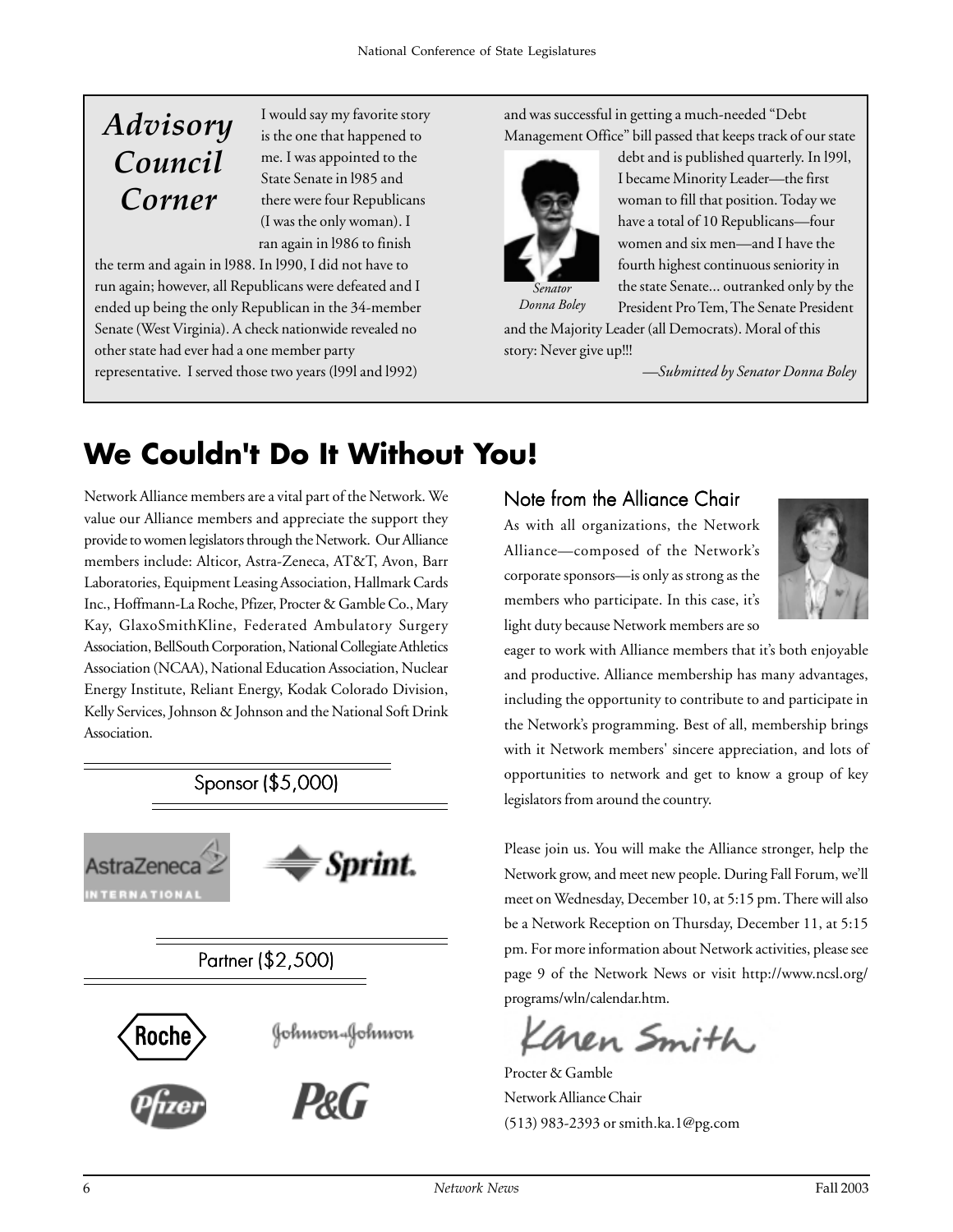## Advisory Council Corner

I would say my favorite story is the one that happened to me. I was appointed to the State Senate in l985 and there were four Republicans (I was the only woman). I ran again in l986 to finish the term and again in l988. In l990, I did not have to run again; however, all Republicans were defeated and I ended up being the only Republican in the 34-member Senate (West Virginia). A check nationwide revealed no other state had ever had a one member party representative. I served those two years (l99l and l992) and was successful in getting a much-needed "Debt Management Office" bill passed that keeps track of our state debt and is published quarterly. In l99l, I became Minority Leader—the first woman to fill that position. Today we have a total of 10 Republicans—four women and six men—and I have the fourth highest continuous seniority in the state Senate... outranked only by the President Pro Tem, The Senate President and the Majority Leader (all Democrats). Moral of this story: Never give up!!!

*Senator Donna Boley*

*—Submitted by Senator Donna Boley*

# We Couldn't Do It Without You!

Network Alliance members are a vital part of the Network. We value our Alliance members and appreciate the support they provide to women legislators through the Network. Our Alliance members include: Alticor, Astra-Zeneca, AT&T, Avon, Barr Laboratories, Equipment Leasing Association, Hallmark Cards Inc., Hoffmann-La Roche, Pfizer, Procter & Gamble Co., Mary Kay, GlaxoSmithKline, Federated Ambulatory Surgery Association, BellSouth Corporation, National Collegiate Athletics Association (NCAA), National Education Association, Nuclear Energy Institute, Reliant Energy, Kodak Colorado Division, Kelly Services, Johnson & Johnson and the National Soft Drink Association.

### Sponsor ($5,000)

AstraZeneca International
Sprint.

### Partner ($2,500)

Roche
Johnson & Johnson
Pfizer
P&G

### Note from the Alliance Chair

As with all organizations, the Network Alliance—composed of the Network's corporate sponsors—is only as strong as the members who participate. In this case, it's light duty because Network members are so eager to work with Alliance members that it's both enjoyable and productive. Alliance membership has many advantages, including the opportunity to contribute to and participate in the Network's programming. Best of all, membership brings with it Network members' sincere appreciation, and lots of opportunities to network and get to know a group of key legislators from around the country.

Please join us. You will make the Alliance stronger, help the Network grow, and meet new people. During Fall Forum, we'll meet on Wednesday, December 10, at 5:15 pm. There will also be a Network Reception on Thursday, December 11, at 5:15 pm. For more information about Network activities, please see page 9 of the Network News or visit http://www.ncsl.org/programs/wln/calendar.htm.

Karen Smith

Procter & Gamble
Network Alliance Chair
(513) 983-2393 or smith.ka.1@pg.com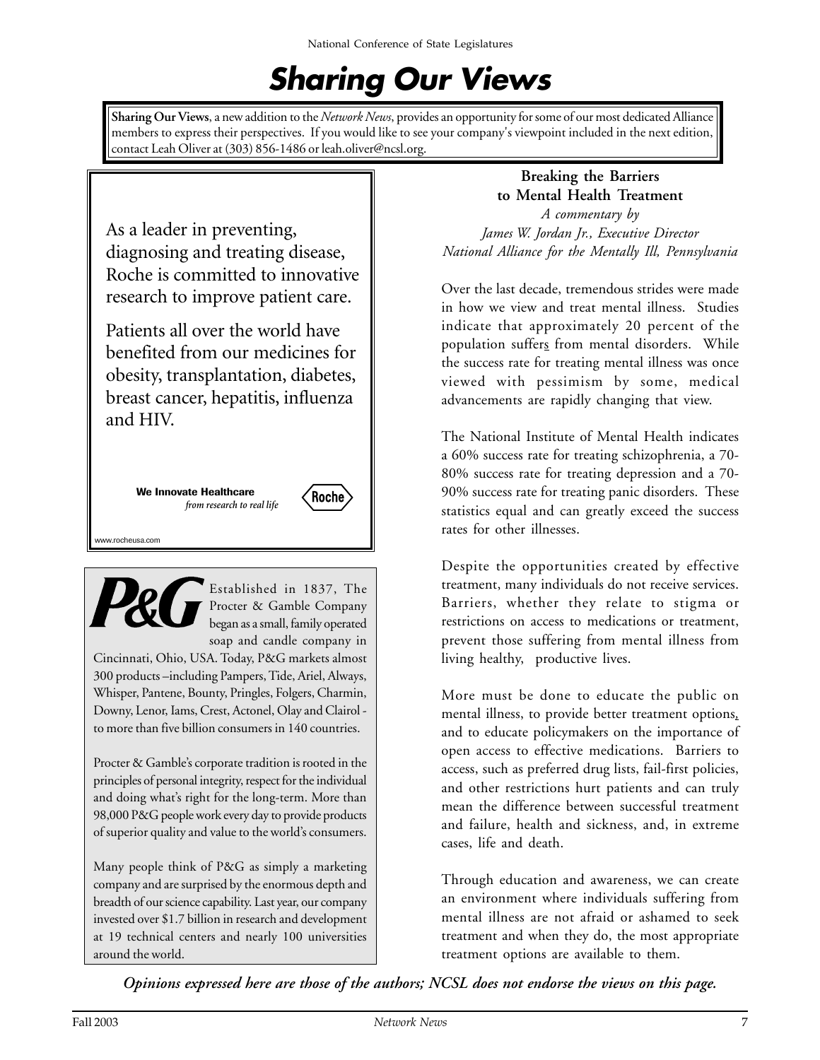# Sharing Our Views

**Sharing Our Views**, a new addition to the *Network News*, provides an opportunity for some of our most dedicated Alliance members to express their perspectives. If you would like to see your company's viewpoint included in the next edition, contact Leah Oliver at (303) 856-1486 or leah.oliver@ncsl.org.

As a leader in preventing, diagnosing and treating disease, Roche is committed to innovative research to improve patient care.

Patients all over the world have benefited from our medicines for obesity, transplantation, diabetes, breast cancer, hepatitis, influenza and HIV.

**We Innovate Healthcare**
*from research to real life*

Roche

www.rocheusa.com

**P&G** Established in 1837, The Procter & Gamble Company began as a small, family operated soap and candle company in Cincinnati, Ohio, USA. Today, P&G markets almost 300 products –including Pampers, Tide, Ariel, Always, Whisper, Pantene, Bounty, Pringles, Folgers, Charmin, Downy, Lenor, Iams, Crest, Actonel, Olay and Clairol - to more than five billion consumers in 140 countries.

Procter & Gamble's corporate tradition is rooted in the principles of personal integrity, respect for the individual and doing what's right for the long-term. More than 98,000 P&G people work every day to provide products of superior quality and value to the world's consumers.

Many people think of P&G as simply a marketing company and are surprised by the enormous depth and breadth of our science capability. Last year, our company invested over $1.7 billion in research and development at 19 technical centers and nearly 100 universities around the world.

## Breaking the Barriers to Mental Health Treatment

*A commentary by*
*James W. Jordan Jr., Executive Director*
*National Alliance for the Mentally Ill, Pennsylvania*

Over the last decade, tremendous strides were made in how we view and treat mental illness. Studies indicate that approximately 20 percent of the population suffers from mental disorders. While the success rate for treating mental illness was once viewed with pessimism by some, medical advancements are rapidly changing that view.

The National Institute of Mental Health indicates a 60% success rate for treating schizophrenia, a 70-80% success rate for treating depression and a 70-90% success rate for treating panic disorders. These statistics equal and can greatly exceed the success rates for other illnesses.

Despite the opportunities created by effective treatment, many individuals do not receive services. Barriers, whether they relate to stigma or restrictions on access to medications or treatment, prevent those suffering from mental illness from living healthy, productive lives.

More must be done to educate the public on mental illness, to provide better treatment options, and to educate policymakers on the importance of open access to effective medications. Barriers to access, such as preferred drug lists, fail-first policies, and other restrictions hurt patients and can truly mean the difference between successful treatment and failure, health and sickness, and, in extreme cases, life and death.

Through education and awareness, we can create an environment where individuals suffering from mental illness are not afraid or ashamed to seek treatment and when they do, the most appropriate treatment options are available to them.

***Opinions expressed here are those of the authors; NCSL does not endorse the views on this page.***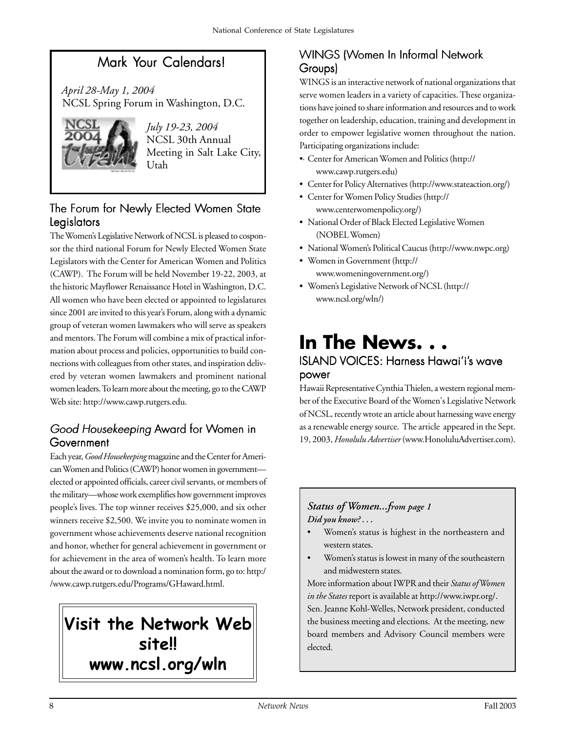## Mark Your Calendars!

*April 28-May 1, 2004*
NCSL Spring Forum in Washington, D.C.

*July 19-23, 2004*
NCSL 30th Annual Meeting in Salt Lake City, Utah

## The Forum for Newly Elected Women State Legislators

The Women's Legislative Network of NCSL is pleased to cosponsor the third national Forum for Newly Elected Women State Legislators with the Center for American Women and Politics (CAWP). The Forum will be held November 19-22, 2003, at the historic Mayflower Renaissance Hotel in Washington, D.C. All women who have been elected or appointed to legislatures since 2001 are invited to this year's Forum, along with a dynamic group of veteran women lawmakers who will serve as speakers and mentors. The Forum will combine a mix of practical information about process and policies, opportunities to build connections with colleagues from other states, and inspiration delivered by veteran women lawmakers and prominent national women leaders. To learn more about the meeting, go to the CAWP Web site: http://www.cawp.rutgers.edu.

## *Good Housekeeping* Award for Women in Government

Each year, *Good Housekeeping* magazine and the Center for American Women and Politics (CAWP) honor women in government—elected or appointed officials, career civil servants, or members of the military—whose work exemplifies how government improves people's lives. The top winner receives $25,000, and six other winners receive $2,500. We invite you to nominate women in government whose achievements deserve national recognition and honor, whether for general achievement in government or for achievement in the area of women's health. To learn more about the award or to download a nomination form, go to: http://www.cawp.rutgers.edu/Programs/GHaward.html.

**Visit the Network Web site!!**
**www.ncsl.org/wln**

## WINGS (Women In Informal Network Groups)

WINGS is an interactive network of national organizations that serve women leaders in a variety of capacities. These organizations have joined to share information and resources and to work together on leadership, education, training and development in order to empower legislative women throughout the nation. Participating organizations include:

- Center for American Women and Politics (http://www.cawp.rutgers.edu)
- Center for Policy Alternatives (http://www.stateaction.org/)
- Center for Women Policy Studies (http://www.centerwomenpolicy.org/)
- National Order of Black Elected Legislative Women (NOBEL Women)
- National Women's Political Caucus (http://www.nwpc.org)
- Women in Government (http://www.womeningovernment.org/)
- Women's Legislative Network of NCSL (http://www.ncsl.org/wln/)

# In The News. . .

## ISLAND VOICES: Harness Hawai'i's wave power

Hawaii Representative Cynthia Thielen, a western regional member of the Executive Board of the Women's Legislative Network of NCSL, recently wrote an article about harnessing wave energy as a renewable energy source. The article appeared in the Sept. 19, 2003, *Honolulu Advertiser* (www.HonoluluAdvertiser.com).

***Status of Women...from page 1***
***Did you know?. . .***

- Women's status is highest in the northeastern and western states.
- Women's status is lowest in many of the southeastern and midwestern states.

More information about IWPR and their *Status of Women in the States* report is available at http://www.iwpr.org/.

Sen. Jeanne Kohl-Welles, Network president, conducted the business meeting and elections. At the meeting, new board members and Advisory Council members were elected.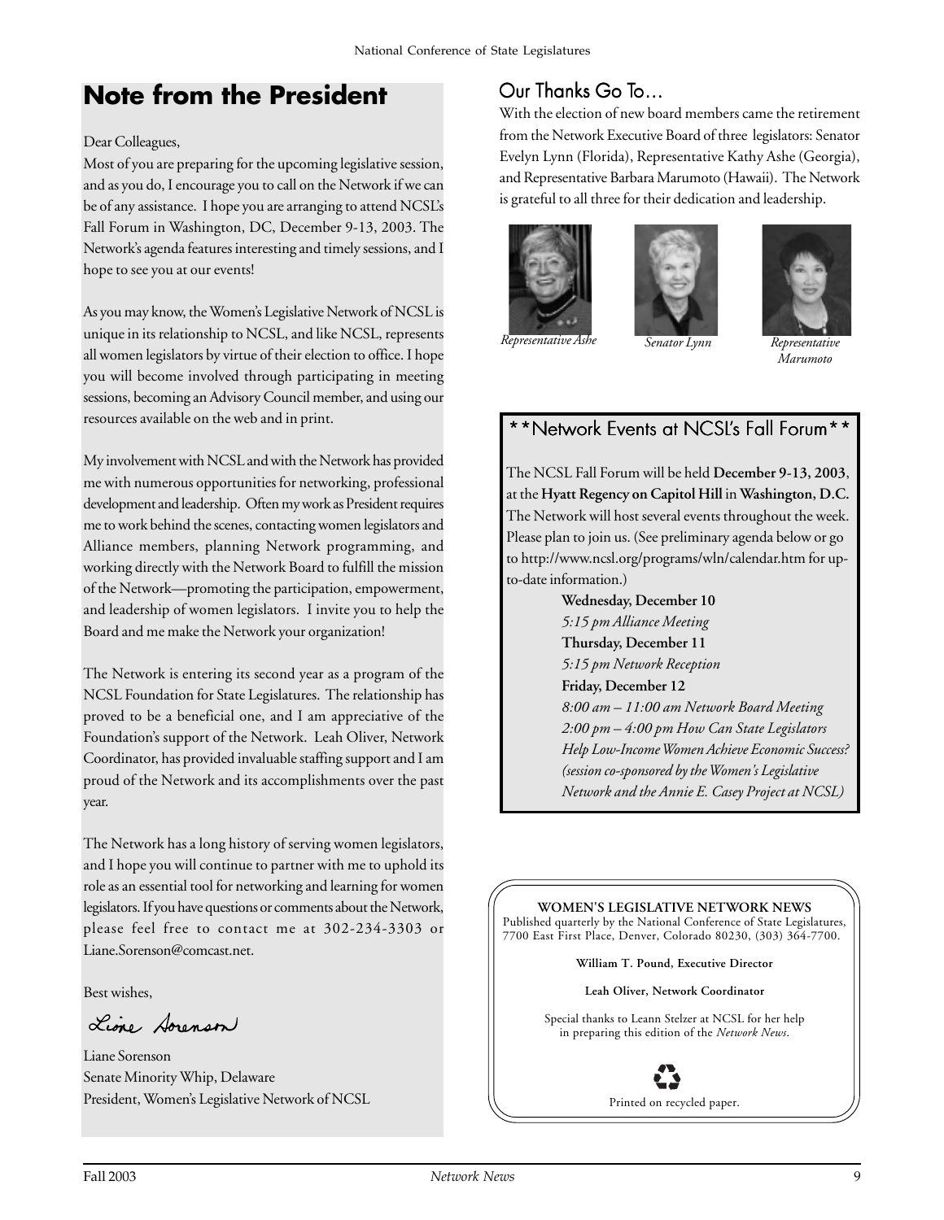# Note from the President

Dear Colleagues,

Most of you are preparing for the upcoming legislative session, and as you do, I encourage you to call on the Network if we can be of any assistance. I hope you are arranging to attend NCSL's Fall Forum in Washington, DC, December 9-13, 2003. The Network's agenda features interesting and timely sessions, and I hope to see you at our events!

As you may know, the Women's Legislative Network of NCSL is unique in its relationship to NCSL, and like NCSL, represents all women legislators by virtue of their election to office. I hope you will become involved through participating in meeting sessions, becoming an Advisory Council member, and using our resources available on the web and in print.

My involvement with NCSL and with the Network has provided me with numerous opportunities for networking, professional development and leadership. Often my work as President requires me to work behind the scenes, contacting women legislators and Alliance members, planning Network programming, and working directly with the Network Board to fulfill the mission of the Network—promoting the participation, empowerment, and leadership of women legislators. I invite you to help the Board and me make the Network your organization!

The Network is entering its second year as a program of the NCSL Foundation for State Legislatures. The relationship has proved to be a beneficial one, and I am appreciative of the Foundation's support of the Network. Leah Oliver, Network Coordinator, has provided invaluable staffing support and I am proud of the Network and its accomplishments over the past year.

The Network has a long history of serving women legislators, and I hope you will continue to partner with me to uphold its role as an essential tool for networking and learning for women legislators. If you have questions or comments about the Network, please feel free to contact me at 302-234-3303 or Liane.Sorenson@comcast.net.

Best wishes,

Liane Sorenson

Liane Sorenson
Senate Minority Whip, Delaware
President, Women's Legislative Network of NCSL

## Our Thanks Go To…

With the election of new board members came the retirement from the Network Executive Board of three legislators: Senator Evelyn Lynn (Florida), Representative Kathy Ashe (Georgia), and Representative Barbara Marumoto (Hawaii). The Network is grateful to all three for their dedication and leadership.

*Representative Ashe* | *Senator Lynn* | *Representative Marumoto*

## **Network Events at NCSL's Fall Forum**

The NCSL Fall Forum will be held **December 9-13, 2003**, at the **Hyatt Regency on Capitol Hill** in **Washington, D.C.** The Network will host several events throughout the week. Please plan to join us. (See preliminary agenda below or go to http://www.ncsl.org/programs/wln/calendar.htm for up-to-date information.)

**Wednesday, December 10**
*5:15 pm Alliance Meeting*

**Thursday, December 11**
*5:15 pm Network Reception*

**Friday, December 12**
*8:00 am – 11:00 am Network Board Meeting*
*2:00 pm – 4:00 pm How Can State Legislators Help Low-Income Women Achieve Economic Success? (session co-sponsored by the Women's Legislative Network and the Annie E. Casey Project at NCSL)*

---

**WOMEN'S LEGISLATIVE NETWORK NEWS**
Published quarterly by the National Conference of State Legislatures, 7700 East First Place, Denver, Colorado 80230, (303) 364-7700.

**William T. Pound, Executive Director**

**Leah Oliver, Network Coordinator**

Special thanks to Leann Stelzer at NCSL for her help in preparing this edition of the *Network News*.

Printed on recycled paper.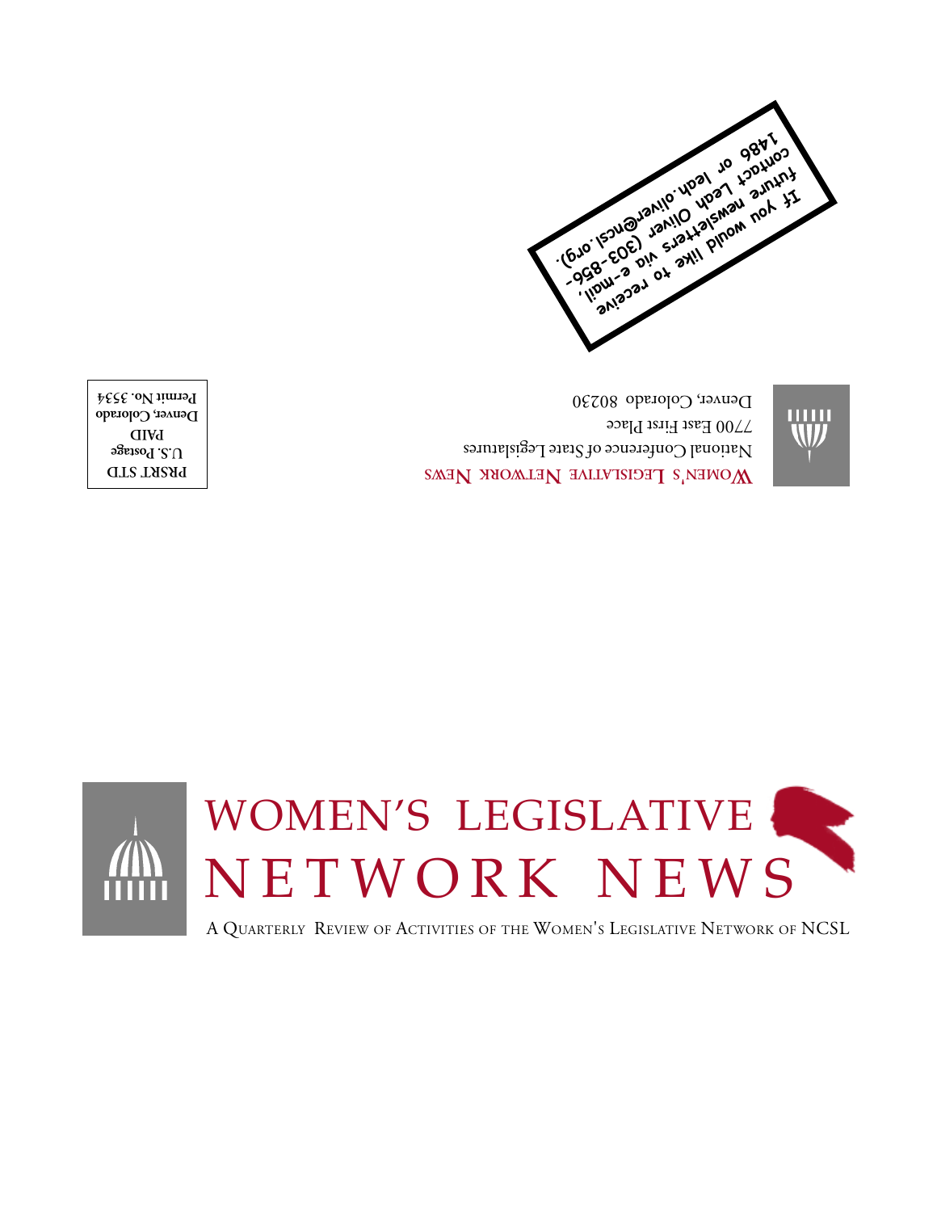If you would like to receive future newsletters via e-mail, contact Leah Oliver (303-856-1486 or leah.oliver@ncsl.org).

**Women's Legislative Network News**
National Conference of State Legislatures
7700 East First Place
Denver, Colorado 80230

PRSRT STD
U.S. Postage
PAID
Denver, Colorado
Permit No. 3334

# WOMEN'S LEGISLATIVE NETWORK NEWS

A Quarterly Review of Activities of the Women's Legislative Network of NCSL